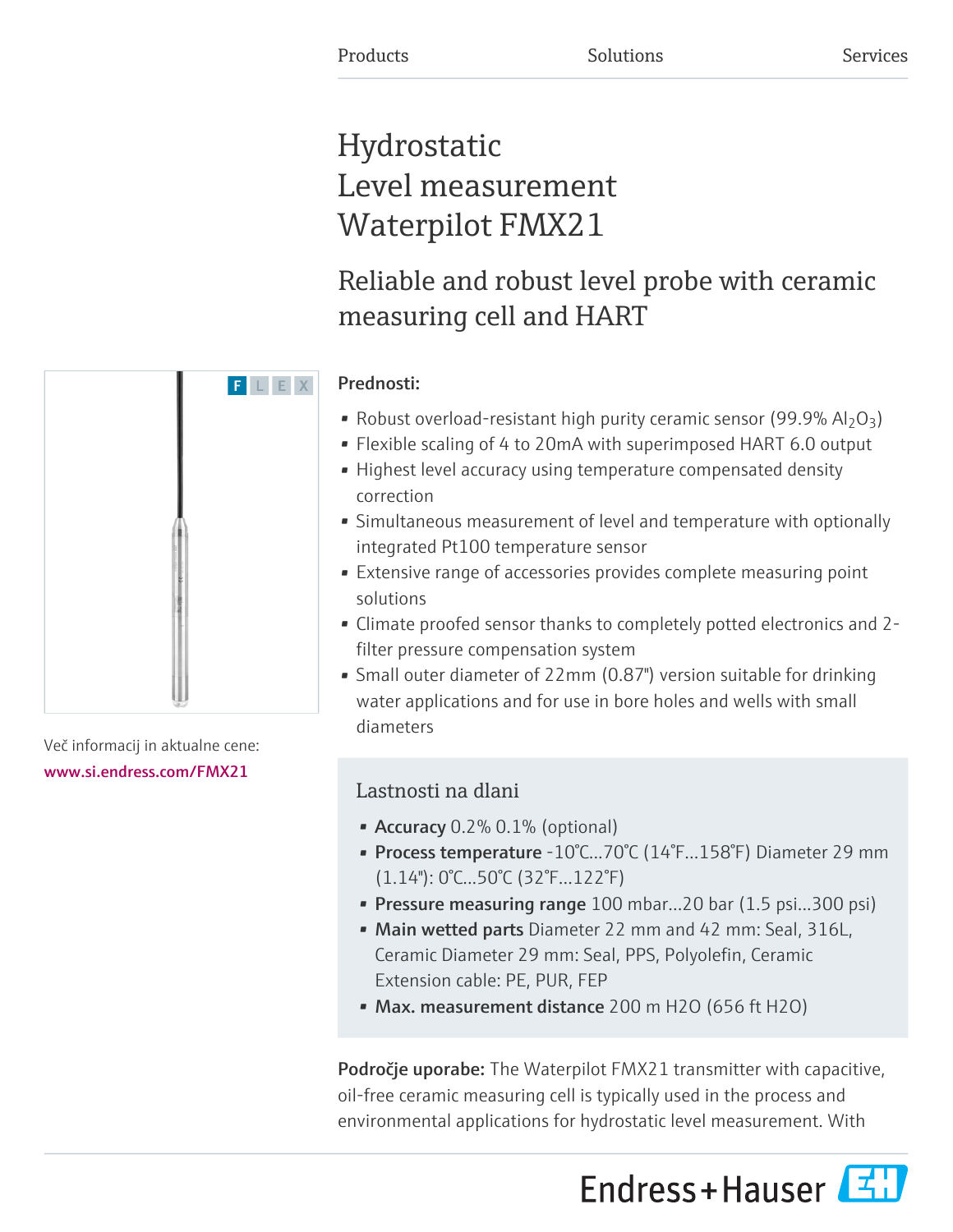Products Solutions Services

# Hydrostatic Level measurement Waterpilot FMX21

## Reliable and robust level probe with ceramic measuring cell and HART

**Prednosti:**

- Robust overload-resistant high purity ceramic sensor (99.9% $Al_2O_3$)
- Flexible scaling of 4 to 20mA with superimposed HART 6.0 output
- Highest level accuracy using temperature compensated density correction
- Simultaneous measurement of level and temperature with optionally integrated Pt100 temperature sensor
- Extensive range of accessories provides complete measuring point solutions
- Climate proofed sensor thanks to completely potted electronics and 2-filter pressure compensation system
- Small outer diameter of 22mm (0.87") version suitable for drinking water applications and for use in bore holes and wells with small diameters

Več informacij in aktualne cene:
www.si.endress.com/FMX21

### Lastnosti na dlani

- **Accuracy** 0.2% 0.1% (optional)
- **Process temperature** -10°C...70°C (14°F...158°F) Diameter 29 mm (1.14"): 0°C...50°C (32°F...122°F)
- **Pressure measuring range** 100 mbar...20 bar (1.5 psi...300 psi)
- **Main wetted parts** Diameter 22 mm and 42 mm: Seal, 316L, Ceramic Diameter 29 mm: Seal, PPS, Polyolefin, Ceramic Extension cable: PE, PUR, FEP
- **Max. measurement distance** 200 m H2O (656 ft H2O)

**Področje uporabe:** The Waterpilot FMX21 transmitter with capacitive, oil-free ceramic measuring cell is typically used in the process and environmental applications for hydrostatic level measurement. With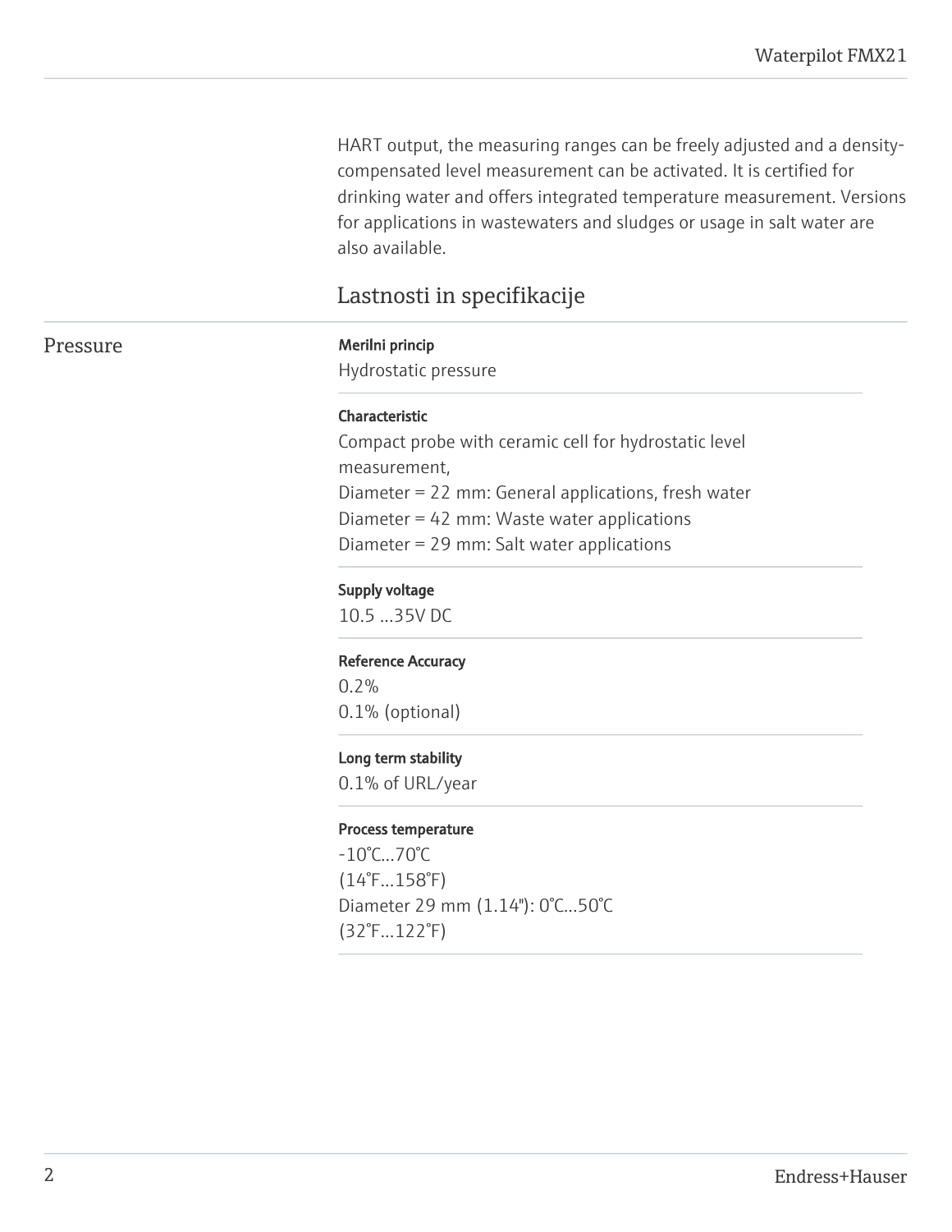HART output, the measuring ranges can be freely adjusted and a density-compensated level measurement can be activated. It is certified for drinking water and offers integrated temperature measurement. Versions for applications in wastewaters and sludges or usage in salt water are also available.

## Lastnosti in specifikacije

### Pressure

**Merilni princip**

Hydrostatic pressure

**Characteristic**

Compact probe with ceramic cell for hydrostatic level measurement,
Diameter = 22 mm: General applications, fresh water
Diameter = 42 mm: Waste water applications
Diameter = 29 mm: Salt water applications

**Supply voltage**

10.5 ...35V DC

**Reference Accuracy**

0.2%
0.1% (optional)

**Long term stability**

0.1% of URL/year

**Process temperature**

-10°C...70°C
(14°F...158°F)
Diameter 29 mm (1.14"): 0°C...50°C
(32°F...122°F)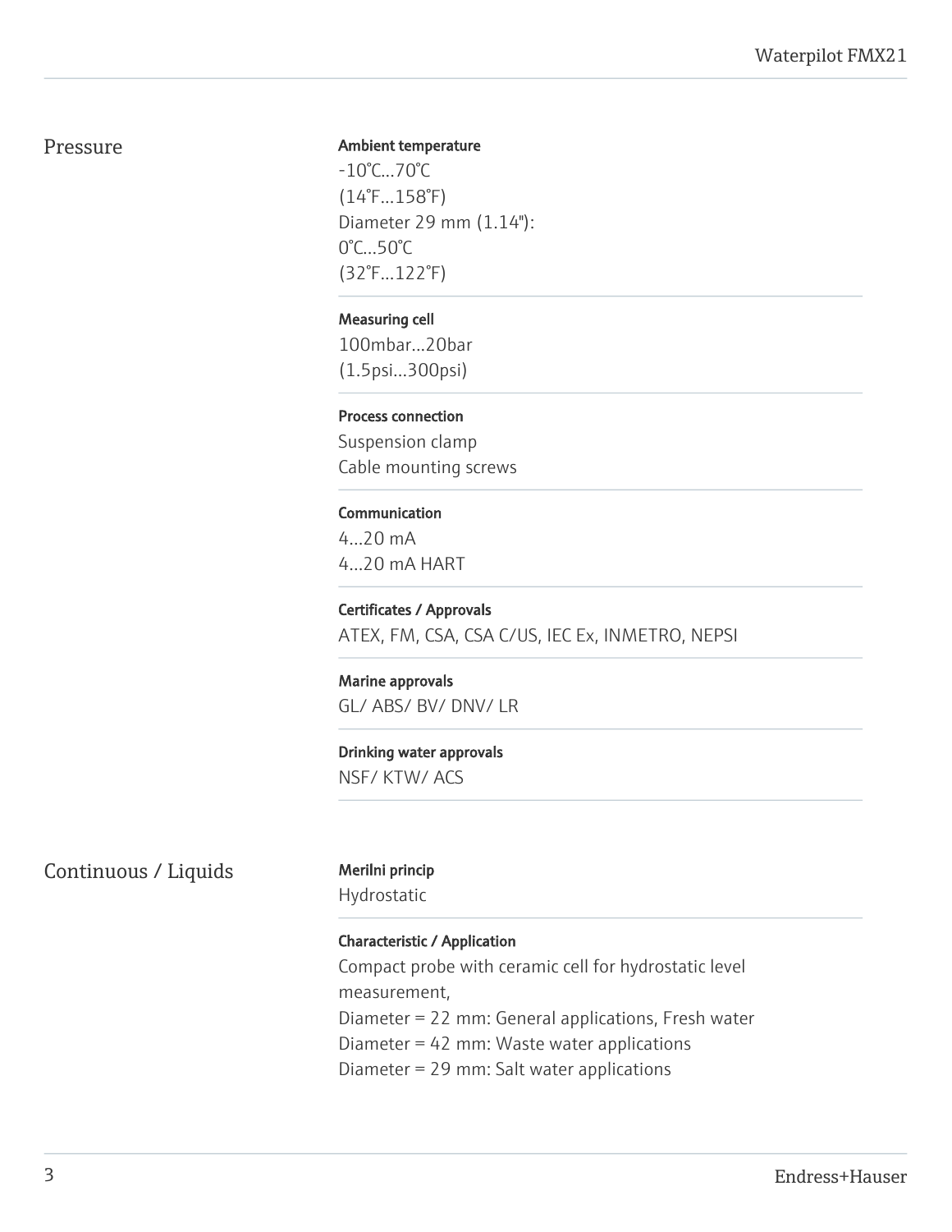## Pressure

**Ambient temperature**

-10°C...70°C
(14°F...158°F)
Diameter 29 mm (1.14"):
0°C...50°C
(32°F...122°F)

**Measuring cell**

100mbar...20bar
(1.5psi...300psi)

**Process connection**

Suspension clamp
Cable mounting screws

**Communication**

4...20 mA
4...20 mA HART

**Certificates / Approvals**

ATEX, FM, CSA, CSA C/US, IEC Ex, INMETRO, NEPSI

**Marine approvals**

GL/ ABS/ BV/ DNV/ LR

**Drinking water approvals**

NSF/ KTW/ ACS

## Continuous / Liquids

**Merilni princip**

Hydrostatic

**Characteristic / Application**

Compact probe with ceramic cell for hydrostatic level measurement,
Diameter = 22 mm: General applications, Fresh water
Diameter = 42 mm: Waste water applications
Diameter = 29 mm: Salt water applications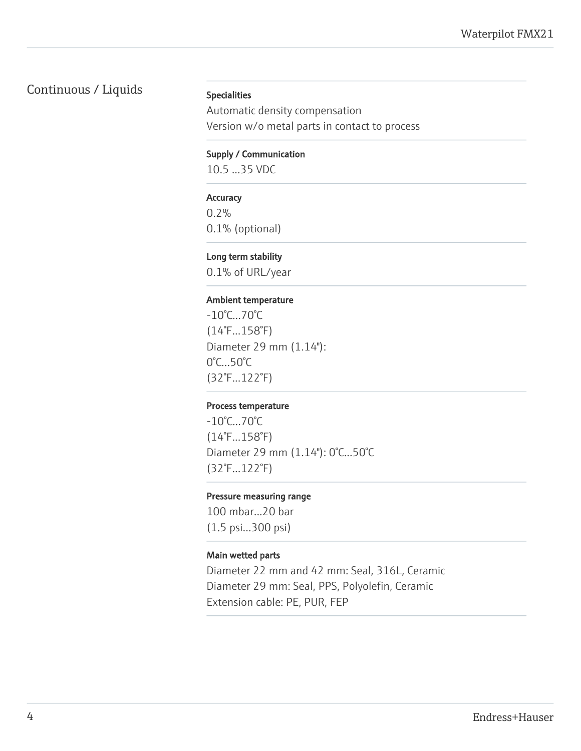## Continuous / Liquids

**Specialities**

Automatic density compensation
Version w/o metal parts in contact to process

**Supply / Communication**

10.5 ...35 VDC

**Accuracy**

0.2%
0.1% (optional)

**Long term stability**

0.1% of URL/year

**Ambient temperature**

-10°C...70°C
(14°F...158°F)
Diameter 29 mm (1.14"):
0°C...50°C
(32°F...122°F)

**Process temperature**

-10°C...70°C
(14°F...158°F)
Diameter 29 mm (1.14"): 0°C...50°C
(32°F...122°F)

**Pressure measuring range**

100 mbar...20 bar
(1.5 psi...300 psi)

**Main wetted parts**

Diameter 22 mm and 42 mm: Seal, 316L, Ceramic
Diameter 29 mm: Seal, PPS, Polyolefin, Ceramic
Extension cable: PE, PUR, FEP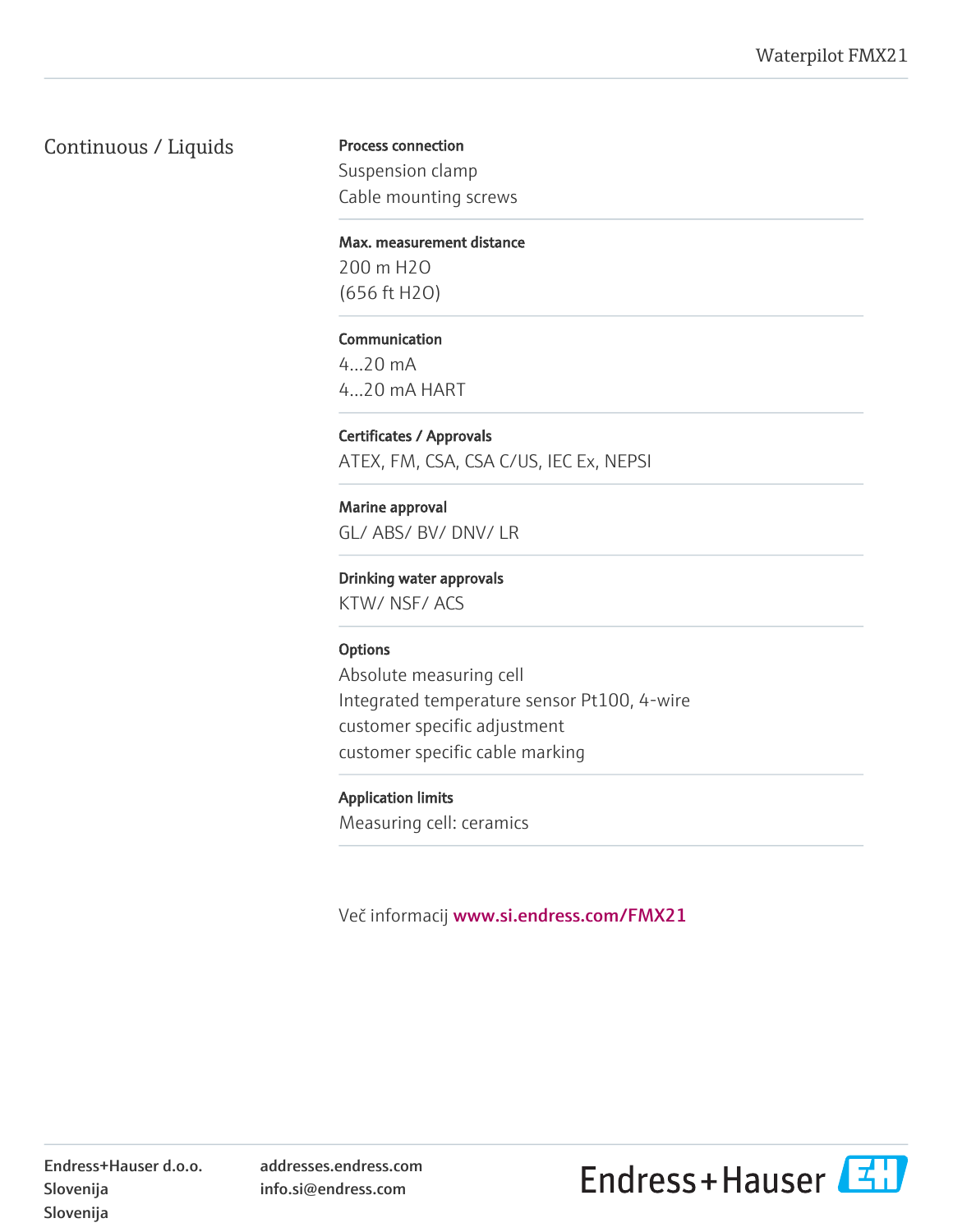## Continuous / Liquids

**Process connection**

Suspension clamp
Cable mounting screws

**Max. measurement distance**

200 m H2O
(656 ft H2O)

**Communication**

4...20 mA
4...20 mA HART

**Certificates / Approvals**

ATEX, FM, CSA, CSA C/US, IEC Ex, NEPSI

**Marine approval**

GL/ ABS/ BV/ DNV/ LR

**Drinking water approvals**

KTW/ NSF/ ACS

**Options**

Absolute measuring cell
Integrated temperature sensor Pt100, 4-wire
customer specific adjustment
customer specific cable marking

**Application limits**

Measuring cell: ceramics

Več informacij **www.si.endress.com/FMX21**

**Endress+Hauser d.o.o.**
**Slovenija**
**Slovenija**

**addresses.endress.com**
**info.si@endress.com**

Endress+Hauser